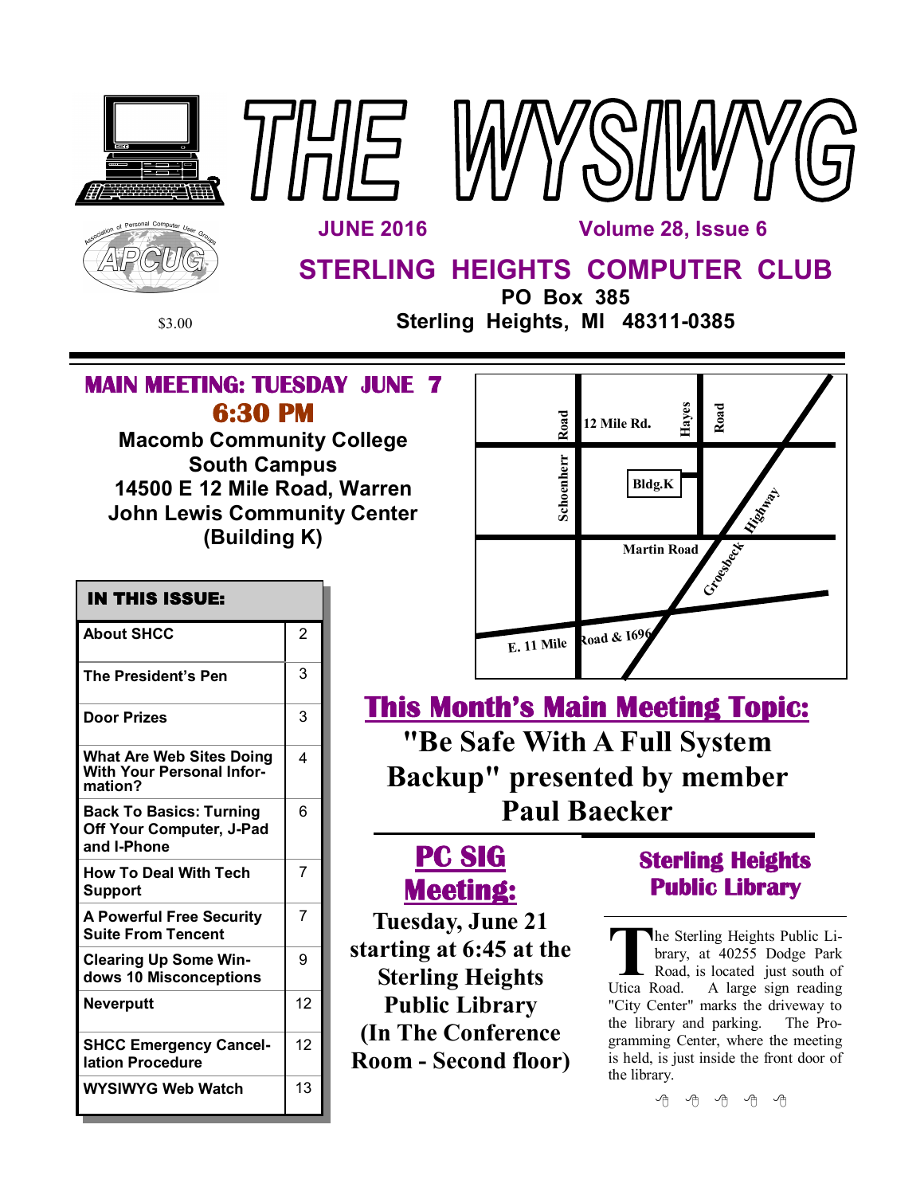# THE WYSIWYG

**JUNE 2016** Volume 28, Issue 6

## STERLING HEIGHTS COMPUTER CLUB

**PO Box 385**
**Sterling Heights, MI 48311-0385**

$3.00

## MAIN MEETING: TUESDAY JUNE 7
## 6:30 PM

**Macomb Community College**
**South Campus**
**14500 E 12 Mile Road, Warren**
**John Lewis Community Center**
**(Building K)**

| IN THIS ISSUE: | |
|---|---|
| About SHCC | 2 |
| The President's Pen | 3 |
| Door Prizes | 3 |
| What Are Web Sites Doing With Your Personal Information? | 4 |
| Back To Basics: Turning Off Your Computer, J-Pad and I-Phone | 6 |
| How To Deal With Tech Support | 7 |
| A Powerful Free Security Suite From Tencent | 7 |
| Clearing Up Some Windows 10 Misconceptions | 9 |
| Neverputt | 12 |
| SHCC Emergency Cancellation Procedure | 12 |
| WYSIWYG Web Watch | 13 |

12 Mile Rd. | Schoenherr Road | Hayes Road | Bldg.K | Martin Road | Groesbeck Highway | E. 11 Mile Road & 1696

## This Month's Main Meeting Topic:

**"Be Safe With A Full System Backup" presented by member Paul Baecker**

## PC SIG Meeting:

**Tuesday, June 21 starting at 6:45 at the Sterling Heights Public Library (In The Conference Room - Second floor)**

## Sterling Heights Public Library

The Sterling Heights Public Library, at 40255 Dodge Park Road, is located just south of Utica Road. A large sign reading "City Center" marks the driveway to the library and parking. The Programming Center, where the meeting is held, is just inside the front door of the library.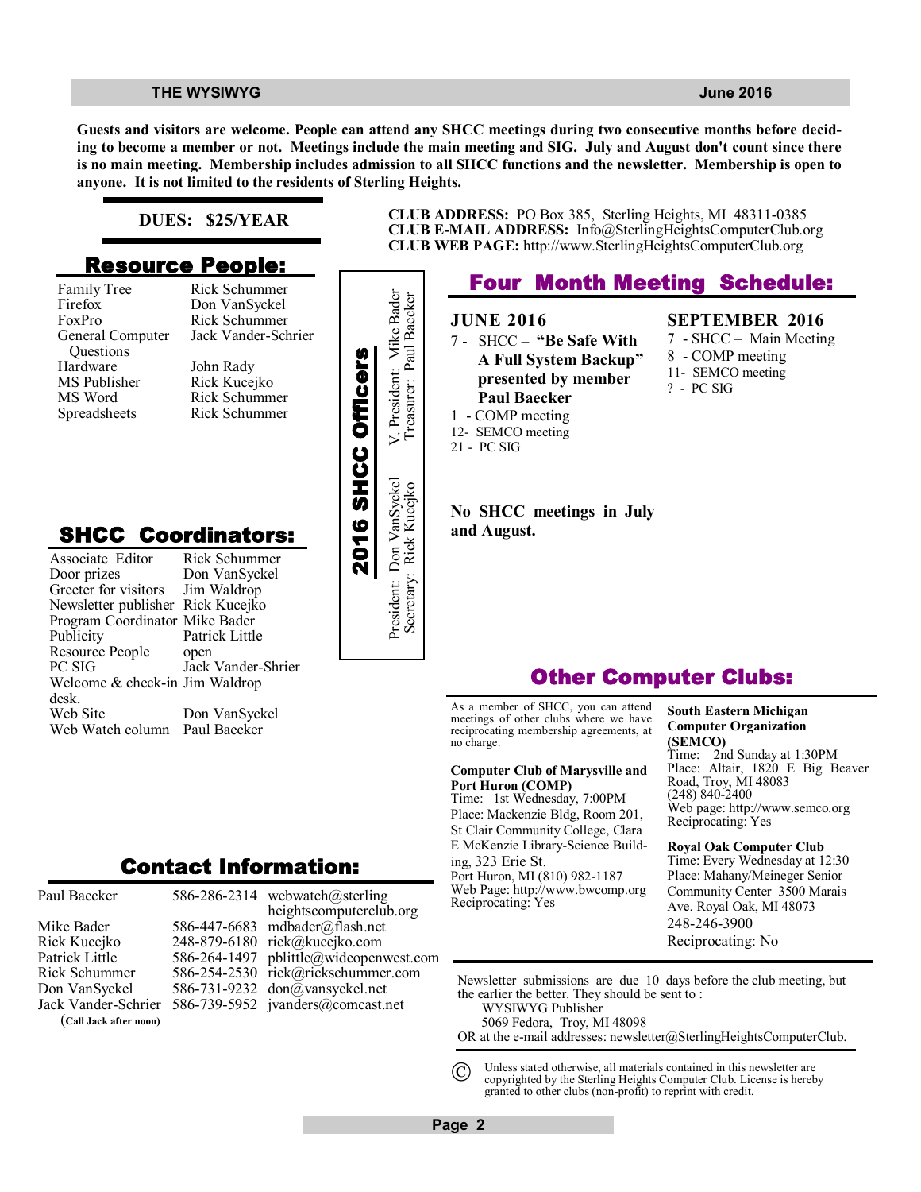**Guests and visitors are welcome. People can attend any SHCC meetings during two consecutive months before deciding to become a member or not. Meetings include the main meeting and SIG. July and August don't count since there is no main meeting. Membership includes admission to all SHCC functions and the newsletter. Membership is open to anyone. It is not limited to the residents of Sterling Heights.**

**DUES: $25/YEAR**

## Resource People:

| | |
|---|---|
| Family Tree | Rick Schummer |
| Firefox | Don VanSyckel |
| FoxPro | Rick Schummer |
| General Computer Questions | Jack Vander-Schrier |
| Hardware | John Rady |
| MS Publisher | Rick Kucejko |
| MS Word | Rick Schummer |
| Spreadsheets | Rick Schummer |

## SHCC Coordinators:

| | |
|---|---|
| Associate Editor | Rick Schummer |
| Door prizes | Don VanSyckel |
| Greeter for visitors | Jim Waldrop |
| Newsletter publisher | Rick Kucejko |
| Program Coordinator | Mike Bader |
| Publicity | Patrick Little |
| Resource People | open |
| PC SIG | Jack Vander-Shrier |
| Welcome & check-in desk. | Jim Waldrop |
| Web Site | Don VanSyckel |
| Web Watch column | Paul Baecker |

## Contact Information:

| | | |
|---|---|---|
| Paul Baecker | 586-286-2314 | webwatch@sterlingheightscomputerclub.org |
| Mike Bader | 586-447-6683 | mdbader@flash.net |
| Rick Kucejko | 248-879-6180 | rick@kucejko.com |
| Patrick Little | 586-264-1497 | pblittle@wideopenwest.com |
| Rick Schummer | 586-254-2530 | rick@rickschummer.com |
| Don VanSyckel | 586-731-9232 | don@vansyckel.net |
| Jack Vander-Schrier | 586-739-5952 | jvanders@comcast.net |

(**Call Jack after noon**)

## 2016 SHCC Officers

President: Don VanSyckel
Secretary: Rick Kucejko
V. President: Mike Bader
Treasurer: Paul Baecker

**CLUB ADDRESS:** PO Box 385, Sterling Heights, MI 48311-0385
**CLUB E-MAIL ADDRESS:** Info@SterlingHeightsComputerClub.org
**CLUB WEB PAGE:** http://www.SterlingHeightsComputerClub.org

## Four Month Meeting Schedule:

### JUNE 2016

- 7 - SHCC – **"Be Safe With A Full System Backup" presented by member Paul Baecker**
- 1 - COMP meeting
- 12- SEMCO meeting
- 21 - PC SIG

### SEPTEMBER 2016

- 7 - SHCC – Main Meeting
- 8 - COMP meeting
- 11- SEMCO meeting
- ? - PC SIG

**No SHCC meetings in July and August.**

## Other Computer Clubs:

As a member of SHCC, you can attend meetings of other clubs where we have reciprocating membership agreements, at no charge.

**Computer Club of Marysville and Port Huron (COMP)**
Time: 1st Wednesday, 7:00PM
Place: Mackenzie Bldg, Room 201, St Clair Community College, Clara E McKenzie Library-Science Building, 323 Erie St.
Port Huron, MI (810) 982-1187
Web Page: http://www.bwcomp.org
Reciprocating: Yes

**South Eastern Michigan Computer Organization (SEMCO)**
Time: 2nd Sunday at 1:30PM
Place: Altair, 1820 E Big Beaver Road, Troy, MI 48083
(248) 840-2400
Web page: http://www.semco.org
Reciprocating: Yes

**Royal Oak Computer Club**
Time: Every Wednesday at 12:30
Place: Mahany/Meineger Senior Community Center 3500 Marais Ave. Royal Oak, MI 48073
248-246-3900
Reciprocating: No

Newsletter submissions are due 10 days before the club meeting, but the earlier the better. They should be sent to :
WYSIWYG Publisher
5069 Fedora, Troy, MI 48098
OR at the e-mail addresses: newsletter@SterlingHeightsComputerClub.

© Unless stated otherwise, all materials contained in this newsletter are copyrighted by the Sterling Heights Computer Club. License is hereby granted to other clubs (non-profit) to reprint with credit.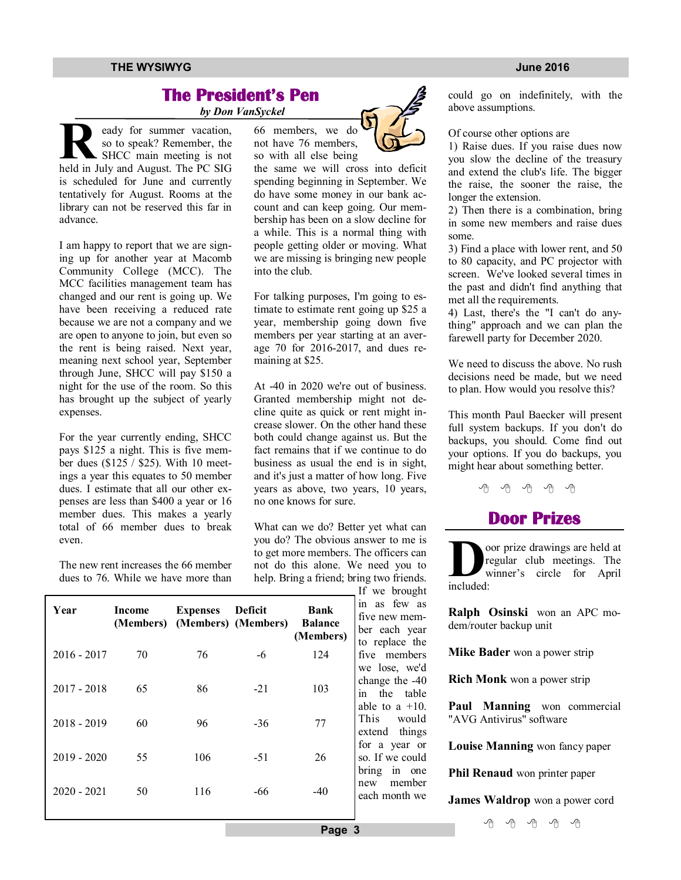## The President's Pen

*by Don VanSyckel*

Ready for summer vacation, so to speak? Remember, the SHCC main meeting is not held in July and August. The PC SIG is scheduled for June and currently tentatively for August. Rooms at the library can not be reserved this far in advance.

I am happy to report that we are signing up for another year at Macomb Community College (MCC). The MCC facilities management team has changed and our rent is going up. We have been receiving a reduced rate because we are not a company and we are open to anyone to join, but even so the rent is being raised. Next year, meaning next school year, September through June, SHCC will pay $150 a night for the use of the room. So this has brought up the subject of yearly expenses.

For the year currently ending, SHCC pays $125 a night. This is five member dues ($125 / $25). With 10 meetings a year this equates to 50 member dues. I estimate that all our other expenses are less than $400 a year or 16 member dues. This makes a yearly total of 66 member dues to break even.

The new rent increases the 66 member dues to 76. While we have more than 66 members, we do not have 76 members, so with all else being the same we will cross into deficit spending beginning in September. We do have some money in our bank account and can keep going. Our membership has been on a slow decline for a while. This is a normal thing with people getting older or moving. What we are missing is bringing new people into the club.

For talking purposes, I'm going to estimate to estimate rent going up $25 a year, membership going down five members per year starting at an average 70 for 2016-2017, and dues remaining at $25.

| Year | Income (Members) | Expenses (Members) | Deficit (Members) | Bank Balance (Members) |
|---|---|---|---|---|
| 2016 - 2017 | 70 | 76 | -6 | 124 |
| 2017 - 2018 | 65 | 86 | -21 | 103 |
| 2018 - 2019 | 60 | 96 | -36 | 77 |
| 2019 - 2020 | 55 | 106 | -51 | 26 |
| 2020 - 2021 | 50 | 116 | -66 | -40 |

At -40 in 2020 we're out of business. Granted membership might not decline quite as quick or rent might increase slower. On the other hand these both could change against us. But the fact remains that if we continue to do business as usual the end is in sight, and it's just a matter of how long. Five years as above, two years, 10 years, no one knows for sure.

What can we do? Better yet what can you do? The obvious answer to me is to get more members. The officers can not do this alone. We need you to help. Bring a friend; bring two friends. If we brought in as few as five new member each year to replace the five members we lose, we'd change the -40 in the table to a +10. This would extend things for a year or so. If we could bring in one new member each month we could go on indefinitely, with the above assumptions.

Of course other options are
1) Raise dues. If you raise dues now you slow the decline of the treasury and extend the club's life. The bigger the raise, the sooner the raise, the longer the extension.
2) Then there is a combination, bring in some new members and raise dues some.
3) Find a place with lower rent, and 50 to 80 capacity, and PC projector with screen. We've looked several times in the past and didn't find anything that met all the requirements.
4) Last, there's the "I can't do anything" approach and we can plan the farewell party for December 2020.

We need to discuss the above. No rush decisions need be made, but we need to plan. How would you resolve this?

This month Paul Baecker will present full system backups. If you don't do backups, you should. Come find out your options. If you do backups, you might hear about something better.

## Door Prizes

Door prize drawings are held at regular club meetings. The winner's circle for April included:

**Ralph Osinski** won an APC modem/router backup unit

**Mike Bader** won a power strip

**Rich Monk** won a power strip

**Paul Manning** won commercial "AVG Antivirus" software

**Louise Manning** won fancy paper

**Phil Renaud** won printer paper

**James Waldrop** won a power cord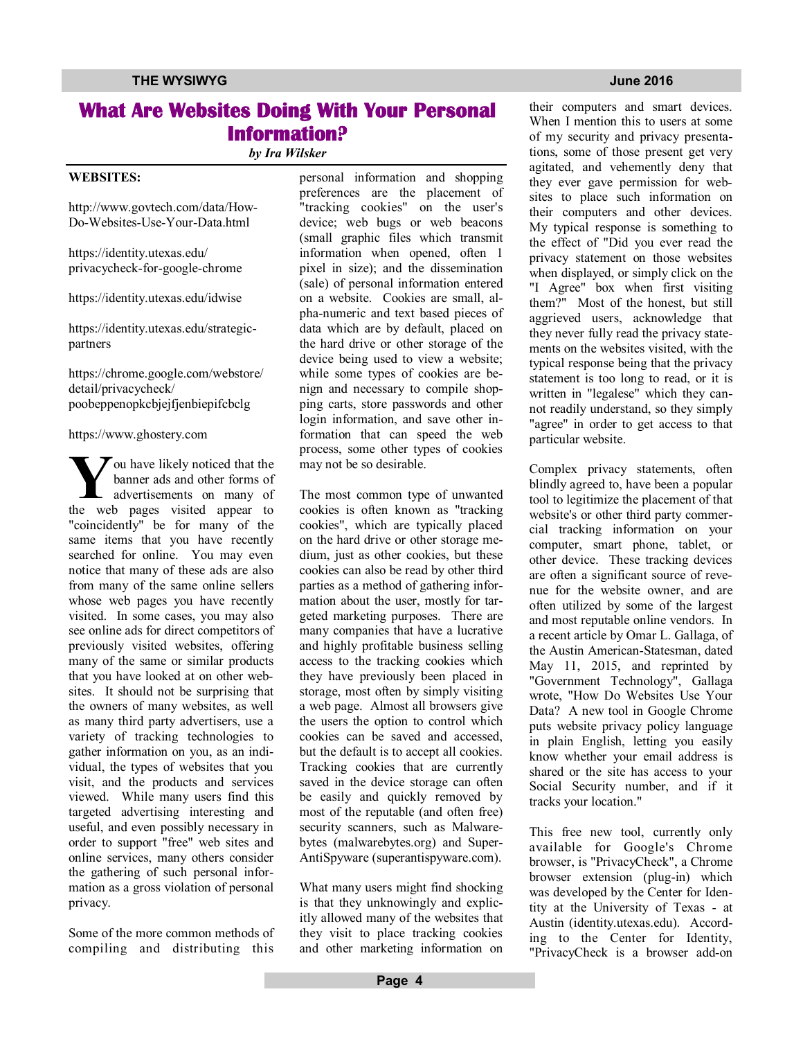# What Are Websites Doing With Your Personal Information?

*by Ira Wilsker*

**WEBSITES:**

http://www.govtech.com/data/How-Do-Websites-Use-Your-Data.html

https://identity.utexas.edu/privacycheck-for-google-chrome

https://identity.utexas.edu/idwise

https://identity.utexas.edu/strategic-partners

https://chrome.google.com/webstore/detail/privacycheck/poobeppenopkcbjejfjenbiepifcbclg

https://www.ghostery.com

You have likely noticed that the banner ads and other forms of advertisements on many of the web pages visited appear to "coincidently" be for many of the same items that you have recently searched for online. You may even notice that many of these ads are also from many of the same online sellers whose web pages you have recently visited. In some cases, you may also see online ads for direct competitors of previously visited websites, offering many of the same or similar products that you have looked at on other websites. It should not be surprising that the owners of many websites, as well as many third party advertisers, use a variety of tracking technologies to gather information on you, as an individual, the types of websites that you visit, and the products and services viewed. While many users find this targeted advertising interesting and useful, and even possibly necessary in order to support "free" web sites and online services, many others consider the gathering of such personal information as a gross violation of personal privacy.

Some of the more common methods of compiling and distributing this personal information and shopping preferences are the placement of "tracking cookies" on the user's device; web bugs or web beacons (small graphic files which transmit information when opened, often 1 pixel in size); and the dissemination (sale) of personal information entered on a website. Cookies are small, alpha-numeric and text based pieces of data which are by default, placed on the hard drive or other storage of the device being used to view a website; while some types of cookies are benign and necessary to compile shopping carts, store passwords and other login information, and save other information that can speed the web process, some other types of cookies may not be so desirable.

The most common type of unwanted cookies is often known as "tracking cookies", which are typically placed on the hard drive or other storage medium, just as other cookies, but these cookies can also be read by other third parties as a method of gathering information about the user, mostly for targeted marketing purposes. There are many companies that have a lucrative and highly profitable business selling access to the tracking cookies which they have previously been placed in storage, most often by simply visiting a web page. Almost all browsers give the users the option to control which cookies can be saved and accessed, but the default is to accept all cookies. Tracking cookies that are currently saved in the device storage can often be easily and quickly removed by most of the reputable (and often free) security scanners, such as Malwarebytes (malwarebytes.org) and SuperAntiSpyware (superantispyware.com).

What many users might find shocking is that they unknowingly and explicitly allowed many of the websites that they visit to place tracking cookies and other marketing information on their computers and smart devices. When I mention this to users at some of my security and privacy presentations, some of those present get very agitated, and vehemently deny that they ever gave permission for websites to place such information on their computers and other devices. My typical response is something to the effect of "Did you ever read the privacy statement on those websites when displayed, or simply click on the "I Agree" box when first visiting them?" Most of the honest, but still aggrieved users, acknowledge that they never fully read the privacy statements on the websites visited, with the typical response being that the privacy statement is too long to read, or it is written in "legalese" which they cannot readily understand, so they simply "agree" in order to get access to that particular website.

Complex privacy statements, often blindly agreed to, have been a popular tool to legitimize the placement of that website's or other third party commercial tracking information on your computer, smart phone, tablet, or other device. These tracking devices are often a significant source of revenue for the website owner, and are often utilized by some of the largest and most reputable online vendors. In a recent article by Omar L. Gallaga, of the Austin American-Statesman, dated May 11, 2015, and reprinted by "Government Technology", Gallaga wrote, "How Do Websites Use Your Data? A new tool in Google Chrome puts website privacy policy language in plain English, letting you easily know whether your email address is shared or the site has access to your Social Security number, and if it tracks your location."

This free new tool, currently only available for Google's Chrome browser, is "PrivacyCheck", a Chrome browser extension (plug-in) which was developed by the Center for Identity at the University of Texas - at Austin (identity.utexas.edu). According to the Center for Identity, "PrivacyCheck is a browser add-on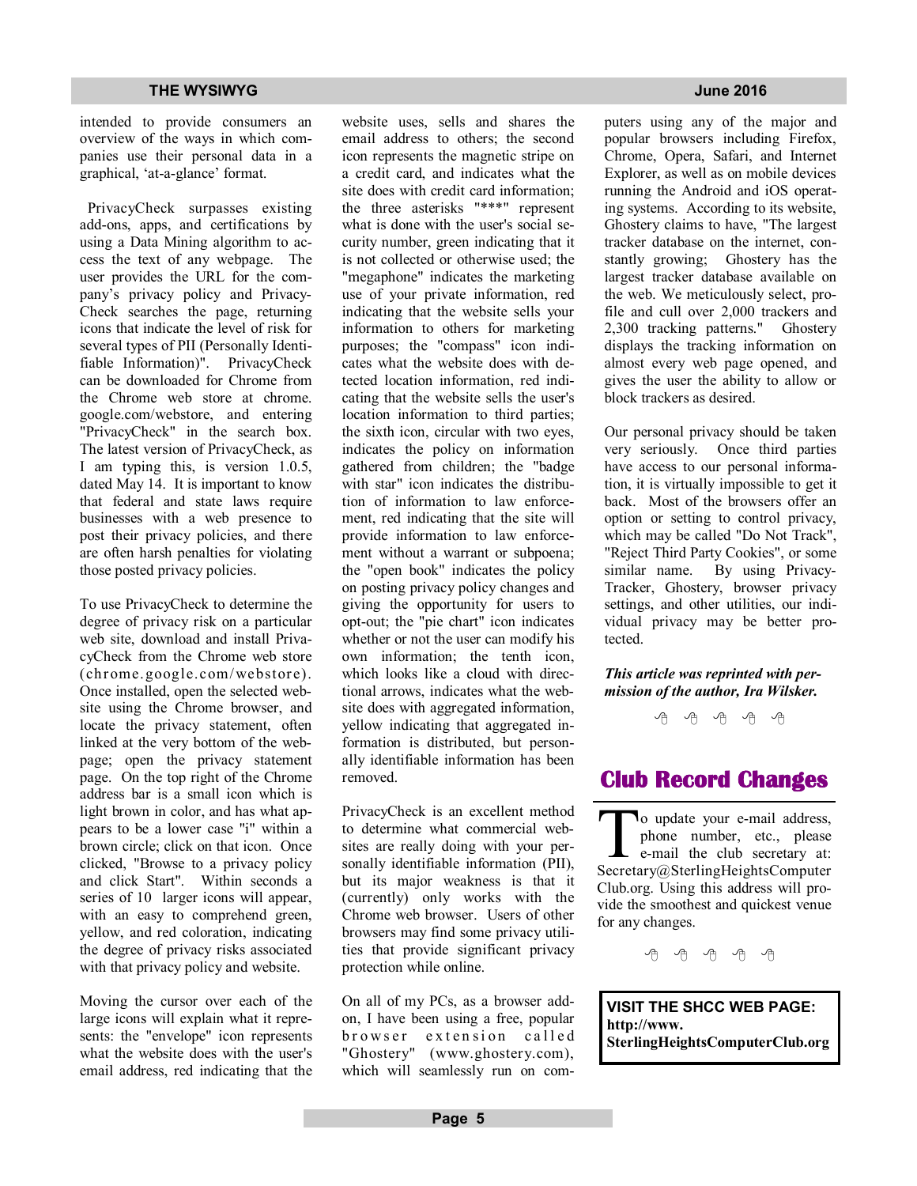intended to provide consumers an overview of the ways in which companies use their personal data in a graphical, 'at-a-glance' format.

PrivacyCheck surpasses existing add-ons, apps, and certifications by using a Data Mining algorithm to access the text of any webpage. The user provides the URL for the company's privacy policy and PrivacyCheck searches the page, returning icons that indicate the level of risk for several types of PII (Personally Identifiable Information)". PrivacyCheck can be downloaded for Chrome from the Chrome web store at chrome.google.com/webstore, and entering "PrivacyCheck" in the search box. The latest version of PrivacyCheck, as I am typing this, is version 1.0.5, dated May 14. It is important to know that federal and state laws require businesses with a web presence to post their privacy policies, and there are often harsh penalties for violating those posted privacy policies.

To use PrivacyCheck to determine the degree of privacy risk on a particular web site, download and install PrivacyCheck from the Chrome web store (chrome.google.com/webstore). Once installed, open the selected website using the Chrome browser, and locate the privacy statement, often linked at the very bottom of the webpage; open the privacy statement page. On the top right of the Chrome address bar is a small icon which is light brown in color, and has what appears to be a lower case "i" within a brown circle; click on that icon. Once clicked, "Browse to a privacy policy and click Start". Within seconds a series of 10 larger icons will appear, with an easy to comprehend green, yellow, and red coloration, indicating the degree of privacy risks associated with that privacy policy and website.

Moving the cursor over each of the large icons will explain what it represents: the "envelope" icon represents what the website does with the user's email address, red indicating that the website uses, sells and shares the email address to others; the second icon represents the magnetic stripe on a credit card, and indicates what the site does with credit card information; the three asterisks "***" represent what is done with the user's social security number, green indicating that it is not collected or otherwise used; the "megaphone" indicates the marketing use of your private information, red indicating that the website sells your information to others for marketing purposes; the "compass" icon indicates what the website does with detected location information, red indicating that the website sells the user's location information to third parties; the sixth icon, circular with two eyes, indicates the policy on information gathered from children; the "badge with star" icon indicates the distribution of information to law enforcement, red indicating that the site will provide information to law enforcement without a warrant or subpoena; the "open book" indicates the policy on posting privacy policy changes and giving the opportunity for users to opt-out; the "pie chart" icon indicates whether or not the user can modify his own information; the tenth icon, which looks like a cloud with directional arrows, indicates what the website does with aggregated information, yellow indicating that aggregated information is distributed, but personally identifiable information has been removed.

PrivacyCheck is an excellent method to determine what commercial websites are really doing with your personally identifiable information (PII), but its major weakness is that it (currently) only works with the Chrome web browser. Users of other browsers may find some privacy utilities that provide significant privacy protection while online.

On all of my PCs, as a browser add-on, I have been using a free, popular browser extension called "Ghostery" (www.ghostery.com), which will seamlessly run on computers using any of the major and popular browsers including Firefox, Chrome, Opera, Safari, and Internet Explorer, as well as on mobile devices running the Android and iOS operating systems. According to its website, Ghostery claims to have, "The largest tracker database on the internet, constantly growing; Ghostery has the largest tracker database available on the web. We meticulously select, profile and cull over 2,000 trackers and 2,300 tracking patterns." Ghostery displays the tracking information on almost every web page opened, and gives the user the ability to allow or block trackers as desired.

Our personal privacy should be taken very seriously. Once third parties have access to our personal information, it is virtually impossible to get it back. Most of the browsers offer an option or setting to control privacy, which may be called "Do Not Track", "Reject Third Party Cookies", or some similar name. By using PrivacyTracker, Ghostery, browser privacy settings, and other utilities, our individual privacy may be better protected.

***This article was reprinted with permission of the author, Ira Wilsker.***

## Club Record Changes

To update your e-mail address, phone number, etc., please e-mail the club secretary at: Secretary@SterlingHeightsComputerClub.org. Using this address will provide the smoothest and quickest venue for any changes.

**VISIT THE SHCC WEB PAGE: http://www.SterlingHeightsComputerClub.org**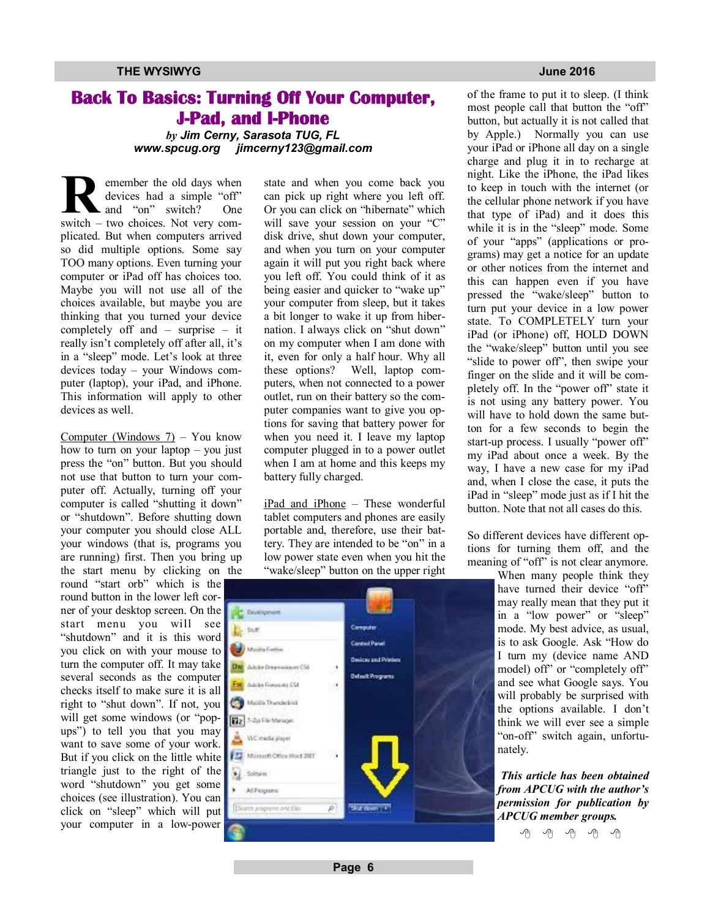# Back To Basics: Turning Off Your Computer, J-Pad, and I-Phone

*by* ***Jim Cerny, Sarasota TUG, FL***
***www.spcug.org   jimcerny123@gmail.com***

Remember the old days when devices had a simple "off" and "on" switch? One switch – two choices. Not very complicated. But when computers arrived so did multiple options. Some say TOO many options. Even turning your computer or iPad off has choices too. Maybe you will not use all of the choices available, but maybe you are thinking that you turned your device completely off and – surprise – it really isn't completely off after all, it's in a "sleep" mode. Let's look at three devices today – your Windows computer (laptop), your iPad, and iPhone. This information will apply to other devices as well.

Computer (Windows 7) – You know how to turn on your laptop – you just press the "on" button. But you should not use that button to turn your computer off. Actually, turning off your computer is called "shutting it down" or "shutdown". Before shutting down your computer you should close ALL your windows (that is, programs you are running) first. Then you bring up the start menu by clicking on the round "start orb" which is the round button in the lower left corner of your desktop screen. On the start menu you will see "shutdown" and it is this word you click on with your mouse to turn the computer off. It may take several seconds as the computer checks itself to make sure it is all right to "shut down". If not, you will get some windows (or "pop-ups") to tell you that you may want to save some of your work. But if you click on the little white triangle just to the right of the word "shutdown" you get some choices (see illustration). You can click on "sleep" which will put your computer in a low-power state and when you come back you can pick up right where you left off. Or you can click on "hibernate" which will save your session on your "C" disk drive, shut down your computer, and when you turn on your computer again it will put you right back where you left off. You could think of it as being easier and quicker to "wake up" your computer from sleep, but it takes a bit longer to wake it up from hibernation. I always click on "shut down" on my computer when I am done with it, even for only a half hour. Why all these options? Well, laptop computers, when not connected to a power outlet, run on their battery so the computer companies want to give you options for saving that battery power for when you need it. I leave my laptop computer plugged in to a power outlet when I am at home and this keeps my battery fully charged.

iPad and iPhone – These wonderful tablet computers and phones are easily portable and, therefore, use their battery. They are intended to be "on" in a low power state even when you hit the "wake/sleep" button on the upper right of the frame to put it to sleep. (I think most people call that button the "off" button, but actually it is not called that by Apple.) Normally you can use your iPad or iPhone all day on a single charge and plug it in to recharge at night. Like the iPhone, the iPad likes to keep in touch with the internet (or the cellular phone network if you have that type of iPad) and it does this while it is in the "sleep" mode. Some of your "apps" (applications or programs) may get a notice for an update or other notices from the internet and this can happen even if you have pressed the "wake/sleep" button to turn put your device in a low power state. To COMPLETELY turn your iPad (or iPhone) off, HOLD DOWN the "wake/sleep" button until you see "slide to power off", then swipe your finger on the slide and it will be completely off. In the "power off" state it is not using any battery power. You will have to hold down the same button for a few seconds to begin the start-up process. I usually "power off" my iPad about once a week. By the way, I have a new case for my iPad and, when I close the case, it puts the iPad in "sleep" mode just as if I hit the button. Note that not all cases do this.

So different devices have different options for turning them off, and the meaning of "off" is not clear anymore. When many people think they have turned their device "off" may really mean that they put it in a "low power" or "sleep" mode. My best advice, as usual, is to ask Google. Ask "How do I turn my (device name AND model) off" or "completely off" and see what Google says. You will probably be surprised with the options available. I don't think we will ever see a simple "on-off" switch again, unfortunately.

***This article has been obtained from APCUG with the author's permission for publication by APCUG member groups.***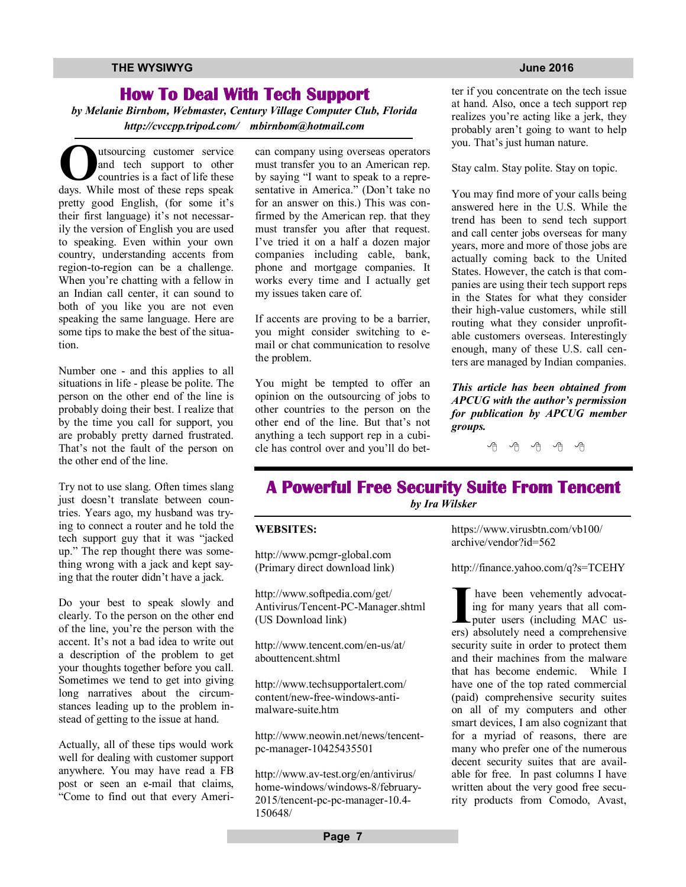## How To Deal With Tech Support

*by Melanie Birnbom, Webmaster, Century Village Computer Club, Florida*
*http://cvccpp.tripod.com/ mbirnbom@hotmail.com*

Outsourcing customer service and tech support to other countries is a fact of life these days. While most of these reps speak pretty good English, (for some it's their first language) it's not necessarily the version of English you are used to speaking. Even within your own country, understanding accents from region-to-region can be a challenge. When you're chatting with a fellow in an Indian call center, it can sound to both of you like you are not even speaking the same language. Here are some tips to make the best of the situation.

Number one - and this applies to all situations in life - please be polite. The person on the other end of the line is probably doing their best. I realize that by the time you call for support, you are probably pretty darned frustrated. That's not the fault of the person on the other end of the line.

Try not to use slang. Often times slang just doesn't translate between countries. Years ago, my husband was trying to connect a router and he told the tech support guy that it was "jacked up." The rep thought there was something wrong with a jack and kept saying that the router didn't have a jack.

Do your best to speak slowly and clearly. To the person on the other end of the line, you're the person with the accent. It's not a bad idea to write out a description of the problem to get your thoughts together before you call. Sometimes we tend to get into giving long narratives about the circumstances leading up to the problem instead of getting to the issue at hand.

Actually, all of these tips would work well for dealing with customer support anywhere. You may have read a FB post or seen an e-mail that claims, "Come to find out that every American company using overseas operators must transfer you to an American rep. by saying "I want to speak to a representative in America." (Don't take no for an answer on this.) This was confirmed by the American rep. that they must transfer you after that request. I've tried it on a half a dozen major companies including cable, bank, phone and mortgage companies. It works every time and I actually get my issues taken care of.

If accents are proving to be a barrier, you might consider switching to e-mail or chat communication to resolve the problem.

You might be tempted to offer an opinion on the outsourcing of jobs to other countries to the person on the other end of the line. But that's not anything a tech support rep in a cubicle has control over and you'll do better if you concentrate on the tech issue at hand. Also, once a tech support rep realizes you're acting like a jerk, they probably aren't going to want to help you. That's just human nature.

Stay calm. Stay polite. Stay on topic.

You may find more of your calls being answered here in the U.S. While the trend has been to send tech support and call center jobs overseas for many years, more and more of those jobs are actually coming back to the United States. However, the catch is that companies are using their tech support reps in the States for what they consider their high-value customers, while still routing what they consider unprofitable customers overseas. Interestingly enough, many of these U.S. call centers are managed by Indian companies.

***This article has been obtained from APCUG with the author's permission for publication by APCUG member groups.***

---

## A Powerful Free Security Suite From Tencent

*by Ira Wilsker*

**WEBSITES:**

http://www.pcmgr-global.com (Primary direct download link)

http://www.softpedia.com/get/Antivirus/Tencent-PC-Manager.shtml (US Download link)

http://www.tencent.com/en-us/at/abouttencent.shtml

http://www.techsupportalert.com/content/new-free-windows-anti-malware-suite.htm

http://www.neowin.net/news/tencent-pc-manager-10425435501

http://www.av-test.org/en/antivirus/home-windows/windows-8/february-2015/tencent-pc-pc-manager-10.4-150648/

https://www.virusbtn.com/vb100/archive/vendor?id=562

http://finance.yahoo.com/q?s=TCEHY

I have been vehemently advocating for many years that all computer users (including MAC users) absolutely need a comprehensive security suite in order to protect them and their machines from the malware that has become endemic. While I have one of the top rated commercial (paid) comprehensive security suites on all of my computers and other smart devices, I am also cognizant that for a myriad of reasons, there are many who prefer one of the numerous decent security suites that are available for free. In past columns I have written about the very good free security products from Comodo, Avast,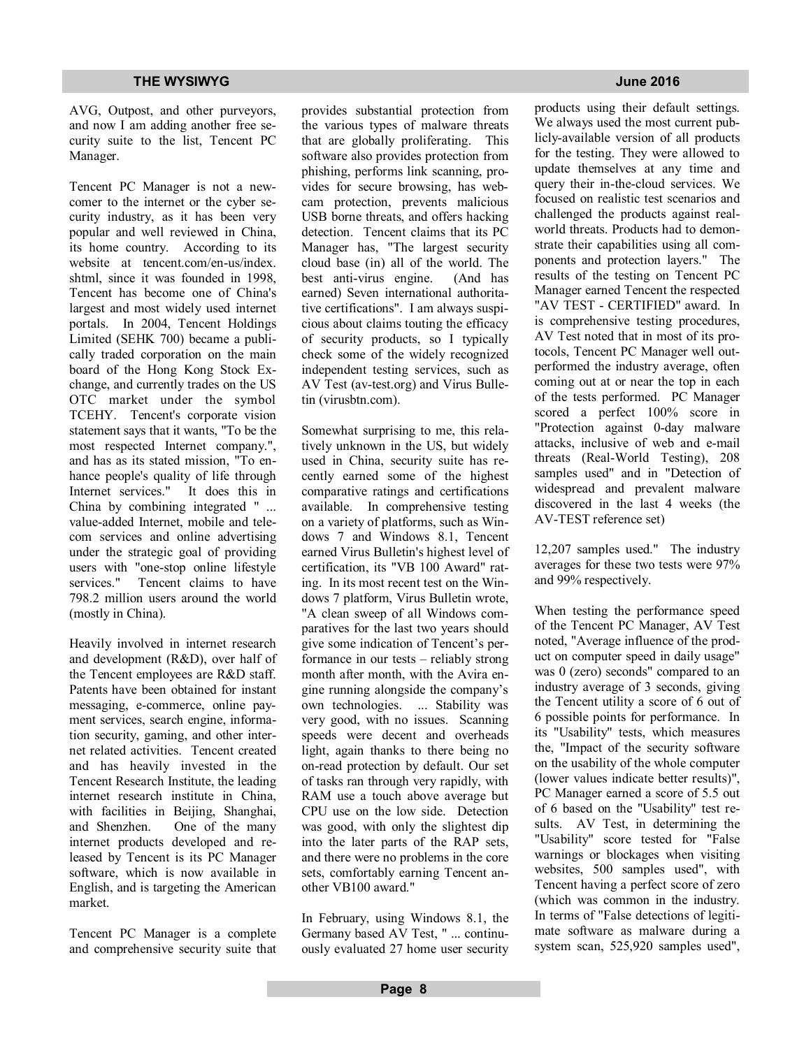AVG, Outpost, and other purveyors, and now I am adding another free security suite to the list, Tencent PC Manager.

Tencent PC Manager is not a newcomer to the internet or the cyber security industry, as it has been very popular and well reviewed in China, its home country. According to its website at tencent.com/en-us/index.shtml, since it was founded in 1998, Tencent has become one of China's largest and most widely used internet portals. In 2004, Tencent Holdings Limited (SEHK 700) became a publically traded corporation on the main board of the Hong Kong Stock Exchange, and currently trades on the US OTC market under the symbol TCEHY. Tencent's corporate vision statement says that it wants, "To be the most respected Internet company.", and has as its stated mission, "To enhance people's quality of life through Internet services." It does this in China by combining integrated " ... value-added Internet, mobile and telecom services and online advertising under the strategic goal of providing users with "one-stop online lifestyle services." Tencent claims to have 798.2 million users around the world (mostly in China).

Heavily involved in internet research and development (R&D), over half of the Tencent employees are R&D staff. Patents have been obtained for instant messaging, e-commerce, online payment services, search engine, information security, gaming, and other internet related activities. Tencent created and has heavily invested in the Tencent Research Institute, the leading internet research institute in China, with facilities in Beijing, Shanghai, and Shenzhen. One of the many internet products developed and released by Tencent is its PC Manager software, which is now available in English, and is targeting the American market.

Tencent PC Manager is a complete and comprehensive security suite that provides substantial protection from the various types of malware threats that are globally proliferating. This software also provides protection from phishing, performs link scanning, provides for secure browsing, has webcam protection, prevents malicious USB borne threats, and offers hacking detection. Tencent claims that its PC Manager has, "The largest security cloud base (in) all of the world. The best anti-virus engine. (And has earned) Seven international authoritative certifications". I am always suspicious about claims touting the efficacy of security products, so I typically check some of the widely recognized independent testing services, such as AV Test (av-test.org) and Virus Bulletin (virusbtn.com).

Somewhat surprising to me, this relatively unknown in the US, but widely used in China, security suite has recently earned some of the highest comparative ratings and certifications available. In comprehensive testing on a variety of platforms, such as Windows 7 and Windows 8.1, Tencent earned Virus Bulletin's highest level of certification, its "VB 100 Award" rating. In its most recent test on the Windows 7 platform, Virus Bulletin wrote, "A clean sweep of all Windows comparatives for the last two years should give some indication of Tencent's performance in our tests – reliably strong month after month, with the Avira engine running alongside the company's own technologies. ... Stability was very good, with no issues. Scanning speeds were decent and overheads light, again thanks to there being no on-read protection by default. Our set of tasks ran through very rapidly, with RAM use a touch above average but CPU use on the low side. Detection was good, with only the slightest dip into the later parts of the RAP sets, and there were no problems in the core sets, comfortably earning Tencent another VB100 award."

In February, using Windows 8.1, the Germany based AV Test, " ... continuously evaluated 27 home user security products using their default settings. We always used the most current publicly-available version of all products for the testing. They were allowed to update themselves at any time and query their in-the-cloud services. We focused on realistic test scenarios and challenged the products against real-world threats. Products had to demonstrate their capabilities using all components and protection layers." The results of the testing on Tencent PC Manager earned Tencent the respected "AV TEST - CERTIFIED" award. In is comprehensive testing procedures, AV Test noted that in most of its protocols, Tencent PC Manager well outperformed the industry average, often coming out at or near the top in each of the tests performed. PC Manager scored a perfect 100% score in "Protection against 0-day malware attacks, inclusive of web and e-mail threats (Real-World Testing), 208 samples used" and in "Detection of widespread and prevalent malware discovered in the last 4 weeks (the AV-TEST reference set)

12,207 samples used." The industry averages for these two tests were 97% and 99% respectively.

When testing the performance speed of the Tencent PC Manager, AV Test noted, "Average influence of the product on computer speed in daily usage" was 0 (zero) seconds" compared to an industry average of 3 seconds, giving the Tencent utility a score of 6 out of 6 possible points for performance. In its "Usability" tests, which measures the, "Impact of the security software on the usability of the whole computer (lower values indicate better results)", PC Manager earned a score of 5.5 out of 6 based on the "Usability" test results. AV Test, in determining the "Usability" score tested for "False warnings or blockages when visiting websites, 500 samples used", with Tencent having a perfect score of zero (which was common in the industry. In terms of "False detections of legitimate software as malware during a system scan, 525,920 samples used",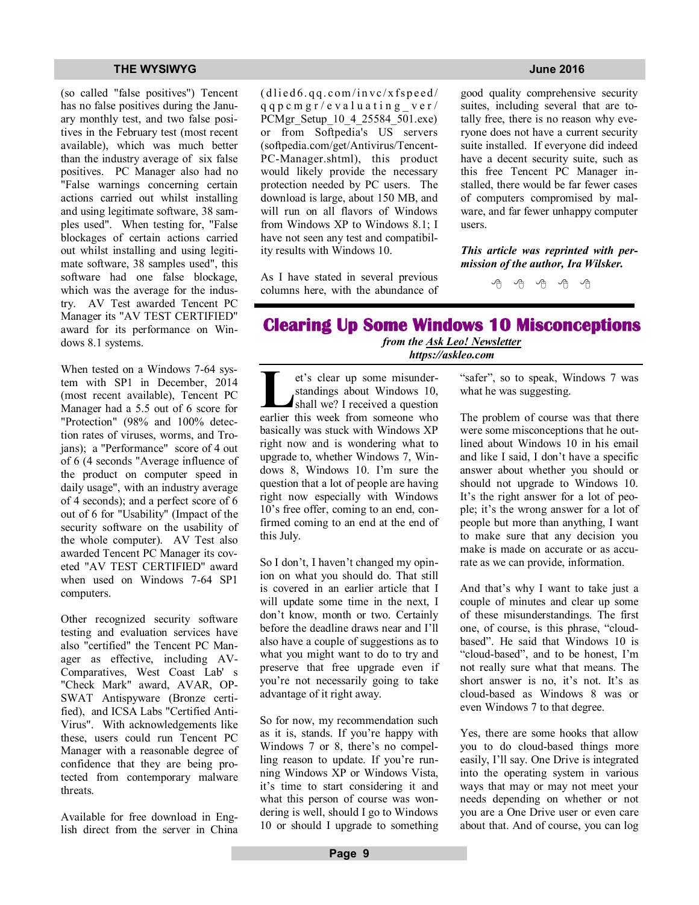(so called "false positives") Tencent has no false positives during the January monthly test, and two false positives in the February test (most recent available), which was much better than the industry average of six false positives. PC Manager also had no "False warnings concerning certain actions carried out whilst installing and using legitimate software, 38 samples used". When testing for, "False blockages of certain actions carried out whilst installing and using legitimate software, 38 samples used", this software had one false blockage, which was the average for the industry. AV Test awarded Tencent PC Manager its "AV TEST CERTIFIED" award for its performance on Windows 8.1 systems.

When tested on a Windows 7-64 system with SP1 in December, 2014 (most recent available), Tencent PC Manager had a 5.5 out of 6 score for "Protection" (98% and 100% detection rates of viruses, worms, and Trojans); a "Performance" score of 4 out of 6 (4 seconds "Average influence of the product on computer speed in daily usage", with an industry average of 4 seconds); and a perfect score of 6 out of 6 for "Usability" (Impact of the security software on the usability of the whole computer). AV Test also awarded Tencent PC Manager its coveted "AV TEST CERTIFIED" award when used on Windows 7-64 SP1 computers.

Other recognized security software testing and evaluation services have also "certified" the Tencent PC Manager as effective, including AV-Comparatives, West Coast Lab's "Check Mark" award, AVAR, OP-SWAT Antispyware (Bronze certified), and ICSA Labs "Certified Anti-Virus". With acknowledgements like these, users could run Tencent PC Manager with a reasonable degree of confidence that they are being protected from contemporary malware threats.

Available for free download in English direct from the server in China (dlied6.qq.com/invc/xfspeed/qqpcmgr/evaluating_ver/PCMgr_Setup_10_4_25584_501.exe) or from Softpedia's US servers (softpedia.com/get/Antivirus/Tencent-PC-Manager.shtml), this product would likely provide the necessary protection needed by PC users. The download is large, about 150 MB, and will run on all flavors of Windows from Windows XP to Windows 8.1; I have not seen any test and compatibility results with Windows 10.

As I have stated in several previous columns here, with the abundance of good quality comprehensive security suites, including several that are totally free, there is no reason why everyone does not have a current security suite installed. If everyone did indeed have a decent security suite, such as this free Tencent PC Manager installed, there would be far fewer cases of computers compromised by malware, and far fewer unhappy computer users.

***This article was reprinted with permission of the author, Ira Wilsker.***

---

# Clearing Up Some Windows 10 Misconceptions

*from the Ask Leo! Newsletter*
***https://askleo.com***

Let's clear up some misunderstandings about Windows 10, shall we? I received a question earlier this week from someone who basically was stuck with Windows XP right now and is wondering what to upgrade to, whether Windows 7, Windows 8, Windows 10. I'm sure the question that a lot of people are having right now especially with Windows 10's free offer, coming to an end, confirmed coming to an end at the end of this July.

So I don't, I haven't changed my opinion on what you should do. That still is covered in an earlier article that I will update some time in the next, I don't know, month or two. Certainly before the deadline draws near and I'll also have a couple of suggestions as to what you might want to do to try and preserve that free upgrade even if you're not necessarily going to take advantage of it right away.

So for now, my recommendation such as it is, stands. If you're happy with Windows 7 or 8, there's no compelling reason to update. If you're running Windows XP or Windows Vista, it's time to start considering it and what this person of course was wondering is well, should I go to Windows 10 or should I upgrade to something "safer", so to speak, Windows 7 was what he was suggesting.

The problem of course was that there were some misconceptions that he outlined about Windows 10 in his email and like I said, I don't have a specific answer about whether you should or should not upgrade to Windows 10. It's the right answer for a lot of people; it's the wrong answer for a lot of people but more than anything, I want to make sure that any decision you make is made on accurate or as accurate as we can provide, information.

And that's why I want to take just a couple of minutes and clear up some of these misunderstandings. The first one, of course, is this phrase, "cloud-based". He said that Windows 10 is "cloud-based", and to be honest, I'm not really sure what that means. The short answer is no, it's not. It's as cloud-based as Windows 8 was or even Windows 7 to that degree.

Yes, there are some hooks that allow you to do cloud-based things more easily, I'll say. One Drive is integrated into the operating system in various ways that may or may not meet your needs depending on whether or not you are a One Drive user or even care about that. And of course, you can log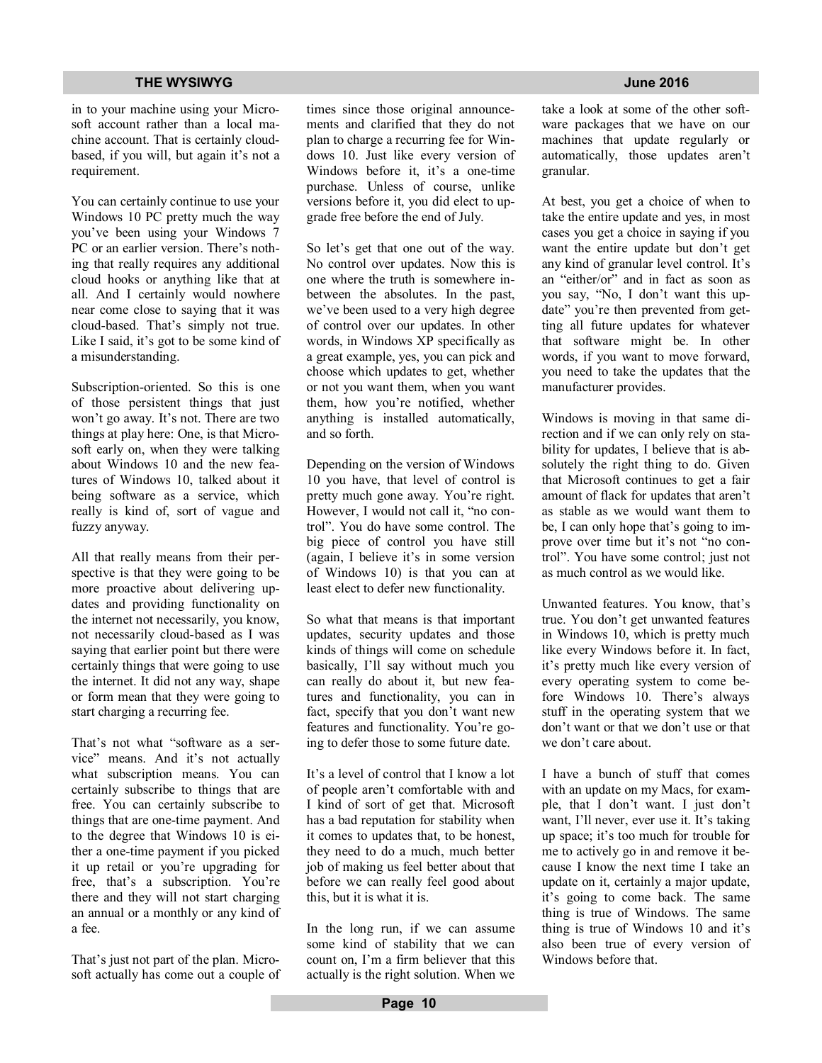in to your machine using your Microsoft account rather than a local machine account. That is certainly cloud-based, if you will, but again it's not a requirement.

You can certainly continue to use your Windows 10 PC pretty much the way you've been using your Windows 7 PC or an earlier version. There's nothing that really requires any additional cloud hooks or anything like that at all. And I certainly would nowhere near come close to saying that it was cloud-based. That's simply not true. Like I said, it's got to be some kind of a misunderstanding.

Subscription-oriented. So this is one of those persistent things that just won't go away. It's not. There are two things at play here: One, is that Microsoft early on, when they were talking about Windows 10 and the new features of Windows 10, talked about it being software as a service, which really is kind of, sort of vague and fuzzy anyway.

All that really means from their perspective is that they were going to be more proactive about delivering updates and providing functionality on the internet not necessarily, you know, not necessarily cloud-based as I was saying that earlier point but there were certainly things that were going to use the internet. It did not any way, shape or form mean that they were going to start charging a recurring fee.

That's not what "software as a service" means. And it's not actually what subscription means. You can certainly subscribe to things that are free. You can certainly subscribe to things that are one-time payment. And to the degree that Windows 10 is either a one-time payment if you picked it up retail or you're upgrading for free, that's a subscription. You're there and they will not start charging an annual or a monthly or any kind of a fee.

That's just not part of the plan. Microsoft actually has come out a couple of times since those original announcements and clarified that they do not plan to charge a recurring fee for Windows 10. Just like every version of Windows before it, it's a one-time purchase. Unless of course, unlike versions before it, you did elect to upgrade free before the end of July.

So let's get that one out of the way. No control over updates. Now this is one where the truth is somewhere in-between the absolutes. In the past, we've been used to a very high degree of control over our updates. In other words, in Windows XP specifically as a great example, yes, you can pick and choose which updates to get, whether or not you want them, when you want them, how you're notified, whether anything is installed automatically, and so forth.

Depending on the version of Windows 10 you have, that level of control is pretty much gone away. You're right. However, I would not call it, "no control". You do have some control. The big piece of control you have still (again, I believe it's in some version of Windows 10) is that you can at least elect to defer new functionality.

So what that means is that important updates, security updates and those kinds of things will come on schedule basically, I'll say without much you can really do about it, but new features and functionality, you can in fact, specify that you don't want new features and functionality. You're going to defer those to some future date.

It's a level of control that I know a lot of people aren't comfortable with and I kind of sort of get that. Microsoft has a bad reputation for stability when it comes to updates that, to be honest, they need to do a much, much better job of making us feel better about that before we can really feel good about this, but it is what it is.

In the long run, if we can assume some kind of stability that we can count on, I'm a firm believer that this actually is the right solution. When we take a look at some of the other software packages that we have on our machines that update regularly or automatically, those updates aren't granular.

At best, you get a choice of when to take the entire update and yes, in most cases you get a choice in saying if you want the entire update but don't get any kind of granular level control. It's an "either/or" and in fact as soon as you say, "No, I don't want this update" you're then prevented from getting all future updates for whatever that software might be. In other words, if you want to move forward, you need to take the updates that the manufacturer provides.

Windows is moving in that same direction and if we can only rely on stability for updates, I believe that is absolutely the right thing to do. Given that Microsoft continues to get a fair amount of flack for updates that aren't as stable as we would want them to be, I can only hope that's going to improve over time but it's not "no control". You have some control; just not as much control as we would like.

Unwanted features. You know, that's true. You don't get unwanted features in Windows 10, which is pretty much like every Windows before it. In fact, it's pretty much like every version of every operating system to come before Windows 10. There's always stuff in the operating system that we don't want or that we don't use or that we don't care about.

I have a bunch of stuff that comes with an update on my Macs, for example, that I don't want. I just don't want, I'll never, ever use it. It's taking up space; it's too much for trouble for me to actively go in and remove it because I know the next time I take an update on it, certainly a major update, it's going to come back. The same thing is true of Windows. The same thing is true of Windows 10 and it's also been true of every version of Windows before that.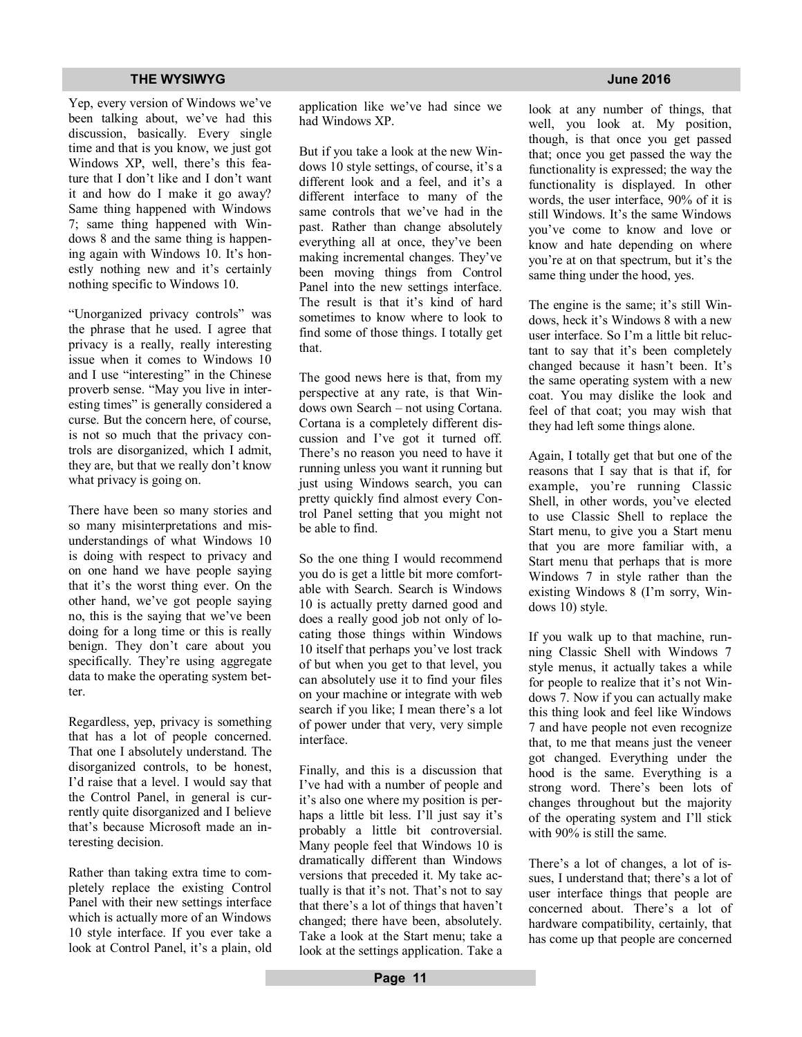Yep, every version of Windows we've been talking about, we've had this discussion, basically. Every single time and that is you know, we just got Windows XP, well, there's this feature that I don't like and I don't want it and how do I make it go away? Same thing happened with Windows 7; same thing happened with Windows 8 and the same thing is happening again with Windows 10. It's honestly nothing new and it's certainly nothing specific to Windows 10.

"Unorganized privacy controls" was the phrase that he used. I agree that privacy is a really, really interesting issue when it comes to Windows 10 and I use "interesting" in the Chinese proverb sense. "May you live in interesting times" is generally considered a curse. But the concern here, of course, is not so much that the privacy controls are disorganized, which I admit, they are, but that we really don't know what privacy is going on.

There have been so many stories and so many misinterpretations and misunderstandings of what Windows 10 is doing with respect to privacy and on one hand we have people saying that it's the worst thing ever. On the other hand, we've got people saying no, this is the saying that we've been doing for a long time or this is really benign. They don't care about you specifically. They're using aggregate data to make the operating system better.

Regardless, yep, privacy is something that has a lot of people concerned. That one I absolutely understand. The disorganized controls, to be honest, I'd raise that a level. I would say that the Control Panel, in general is currently quite disorganized and I believe that's because Microsoft made an interesting decision.

Rather than taking extra time to completely replace the existing Control Panel with their new settings interface which is actually more of an Windows 10 style interface. If you ever take a look at Control Panel, it's a plain, old application like we've had since we had Windows XP.

But if you take a look at the new Windows 10 style settings, of course, it's a different look and a feel, and it's a different interface to many of the same controls that we've had in the past. Rather than change absolutely everything all at once, they've been making incremental changes. They've been moving things from Control Panel into the new settings interface. The result is that it's kind of hard sometimes to know where to look to find some of those things. I totally get that.

The good news here is that, from my perspective at any rate, is that Windows own Search – not using Cortana. Cortana is a completely different discussion and I've got it turned off. There's no reason you need to have it running unless you want it running but just using Windows search, you can pretty quickly find almost every Control Panel setting that you might not be able to find.

So the one thing I would recommend you do is get a little bit more comfortable with Search. Search is Windows 10 is actually pretty darned good and does a really good job not only of locating those things within Windows 10 itself that perhaps you've lost track of but when you get to that level, you can absolutely use it to find your files on your machine or integrate with web search if you like; I mean there's a lot of power under that very, very simple interface.

Finally, and this is a discussion that I've had with a number of people and it's also one where my position is perhaps a little bit less. I'll just say it's probably a little bit controversial. Many people feel that Windows 10 is dramatically different than Windows versions that preceded it. My take actually is that it's not. That's not to say that there's a lot of things that haven't changed; there have been, absolutely. Take a look at the Start menu; take a look at the settings application. Take a look at any number of things, that well, you look at. My position, though, is that once you get passed that; once you get passed the way the functionality is expressed; the way the functionality is displayed. In other words, the user interface, 90% of it is still Windows. It's the same Windows you've come to know and love or know and hate depending on where you're at on that spectrum, but it's the same thing under the hood, yes.

The engine is the same; it's still Windows, heck it's Windows 8 with a new user interface. So I'm a little bit reluctant to say that it's been completely changed because it hasn't been. It's the same operating system with a new coat. You may dislike the look and feel of that coat; you may wish that they had left some things alone.

Again, I totally get that but one of the reasons that I say that is that if, for example, you're running Classic Shell, in other words, you've elected to use Classic Shell to replace the Start menu, to give you a Start menu that you are more familiar with, a Start menu that perhaps that is more Windows 7 in style rather than the existing Windows 8 (I'm sorry, Windows 10) style.

If you walk up to that machine, running Classic Shell with Windows 7 style menus, it actually takes a while for people to realize that it's not Windows 7. Now if you can actually make this thing look and feel like Windows 7 and have people not even recognize that, to me that means just the veneer got changed. Everything under the hood is the same. Everything is a strong word. There's been lots of changes throughout but the majority of the operating system and I'll stick with 90% is still the same.

There's a lot of changes, a lot of issues, I understand that; there's a lot of user interface things that people are concerned about. There's a lot of hardware compatibility, certainly, that has come up that people are concerned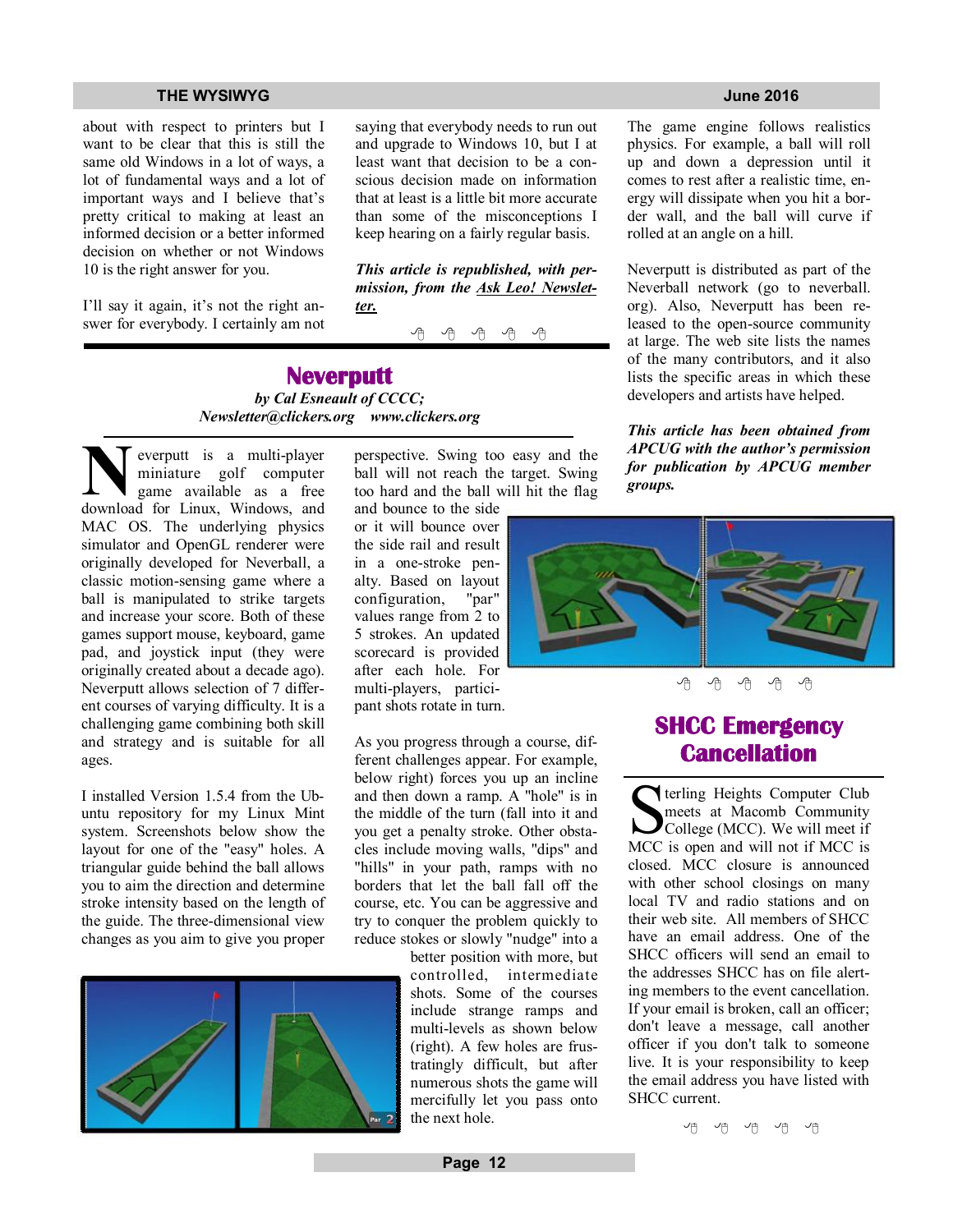about with respect to printers but I want to be clear that this is still the same old Windows in a lot of ways, a lot of fundamental ways and a lot of important ways and I believe that's pretty critical to making at least an informed decision or a better informed decision on whether or not Windows 10 is the right answer for you.

I'll say it again, it's not the right answer for everybody. I certainly am not saying that everybody needs to run out and upgrade to Windows 10, but I at least want that decision to be a conscious decision made on information that at least is a little bit more accurate than some of the misconceptions I keep hearing on a fairly regular basis.

***This article is republished, with permission, from the Ask Leo! Newsletter.***

## Neverputt

*by Cal Esneault of CCCC;*
*Newsletter@clickers.org www.clickers.org*

Neverputt is a multi-player miniature golf computer game available as a free download for Linux, Windows, and MAC OS. The underlying physics simulator and OpenGL renderer were originally developed for Neverball, a classic motion-sensing game where a ball is manipulated to strike targets and increase your score. Both of these games support mouse, keyboard, game pad, and joystick input (they were originally created about a decade ago). Neverputt allows selection of 7 different courses of varying difficulty. It is a challenging game combining both skill and strategy and is suitable for all ages.

I installed Version 1.5.4 from the Ubuntu repository for my Linux Mint system. Screenshots below show the layout for one of the "easy" holes. A triangular guide behind the ball allows you to aim the direction and determine stroke intensity based on the length of the guide. The three-dimensional view changes as you aim to give you proper perspective. Swing too easy and the ball will not reach the target. Swing too hard and the ball will hit the flag and bounce to the side or it will bounce over the side rail and result in a one-stroke penalty. Based on layout configuration, "par" values range from 2 to 5 strokes. An updated scorecard is provided after each hole. For multi-players, participant shots rotate in turn.

As you progress through a course, different challenges appear. For example, below right) forces you up an incline and then down a ramp. A "hole" is in the middle of the turn (fall into it and you get a penalty stroke. Other obstacles include moving walls, "dips" and "hills" in your path, ramps with no borders that let the ball fall off the course, etc. You can be aggressive and try to conquer the problem quickly to reduce stokes or slowly "nudge" into a better position with more, but controlled, intermediate shots. Some of the courses include strange ramps and multi-levels as shown below (right). A few holes are frustratingly difficult, but after numerous shots the game will mercifully let you pass onto the next hole.

The game engine follows realistics physics. For example, a ball will roll up and down a depression until it comes to rest after a realistic time, energy will dissipate when you hit a border wall, and the ball will curve if rolled at an angle on a hill.

Neverputt is distributed as part of the Neverball network (go to neverball.org). Also, Neverputt has been released to the open-source community at large. The web site lists the names of the many contributors, and it also lists the specific areas in which these developers and artists have helped.

***This article has been obtained from APCUG with the author's permission for publication by APCUG member groups.***

## SHCC Emergency Cancellation

Sterling Heights Computer Club meets at Macomb Community College (MCC). We will meet if MCC is open and will not if MCC is closed. MCC closure is announced with other school closings on many local TV and radio stations and on their web site. All members of SHCC have an email address. One of the SHCC officers will send an email to the addresses SHCC has on file alerting members to the event cancellation. If your email is broken, call an officer; don't leave a message, call another officer if you don't talk to someone live. It is your responsibility to keep the email address you have listed with SHCC current.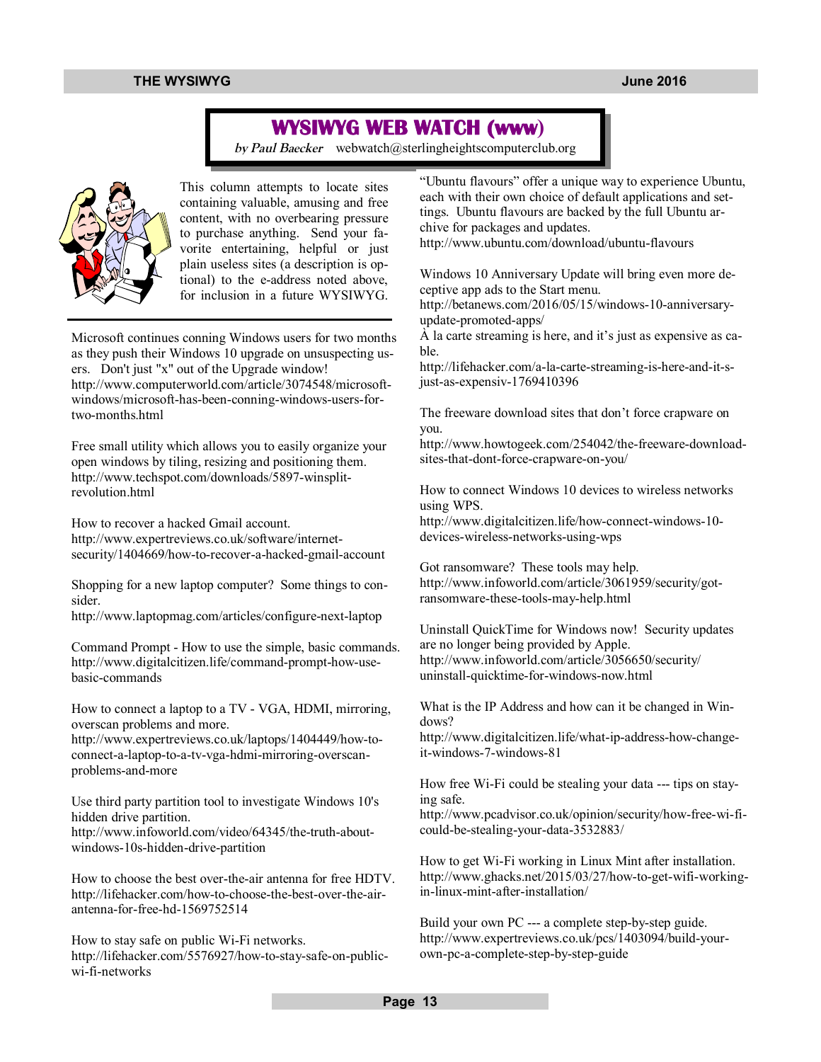# WYSIWYG WEB WATCH (www)

*by Paul Baecker* webwatch@sterlingheightscomputerclub.org

This column attempts to locate sites containing valuable, amusing and free content, with no overbearing pressure to purchase anything. Send your favorite entertaining, helpful or just plain useless sites (a description is optional) to the e-address noted above, for inclusion in a future WYSIWYG.

---

Microsoft continues conning Windows users for two months as they push their Windows 10 upgrade on unsuspecting users. Don't just "x" out of the Upgrade window!
http://www.computerworld.com/article/3074548/microsoft-windows/microsoft-has-been-conning-windows-users-for-two-months.html

Free small utility which allows you to easily organize your open windows by tiling, resizing and positioning them.
http://www.techspot.com/downloads/5897-winsplit-revolution.html

How to recover a hacked Gmail account.
http://www.expertreviews.co.uk/software/internet-security/1404669/how-to-recover-a-hacked-gmail-account

Shopping for a new laptop computer? Some things to consider.
http://www.laptopmag.com/articles/configure-next-laptop

Command Prompt - How to use the simple, basic commands.
http://www.digitalcitizen.life/command-prompt-how-use-basic-commands

How to connect a laptop to a TV - VGA, HDMI, mirroring, overscan problems and more.
http://www.expertreviews.co.uk/laptops/1404449/how-to-connect-a-laptop-to-a-tv-vga-hdmi-mirroring-overscan-problems-and-more

Use third party partition tool to investigate Windows 10's hidden drive partition.
http://www.infoworld.com/video/64345/the-truth-about-windows-10s-hidden-drive-partition

How to choose the best over-the-air antenna for free HDTV.
http://lifehacker.com/how-to-choose-the-best-over-the-air-antenna-for-free-hd-1569752514

How to stay safe on public Wi-Fi networks.
http://lifehacker.com/5576927/how-to-stay-safe-on-public-wi-fi-networks

"Ubuntu flavours" offer a unique way to experience Ubuntu, each with their own choice of default applications and settings. Ubuntu flavours are backed by the full Ubuntu archive for packages and updates.
http://www.ubuntu.com/download/ubuntu-flavours

Windows 10 Anniversary Update will bring even more deceptive app ads to the Start menu.
http://betanews.com/2016/05/15/windows-10-anniversary-update-promoted-apps/

À la carte streaming is here, and it's just as expensive as cable.
http://lifehacker.com/a-la-carte-streaming-is-here-and-it-s-just-as-expensiv-1769410396

The freeware download sites that don't force crapware on you.
http://www.howtogeek.com/254042/the-freeware-download-sites-that-dont-force-crapware-on-you/

How to connect Windows 10 devices to wireless networks using WPS.
http://www.digitalcitizen.life/how-connect-windows-10-devices-wireless-networks-using-wps

Got ransomware? These tools may help.
http://www.infoworld.com/article/3061959/security/got-ransomware-these-tools-may-help.html

Uninstall QuickTime for Windows now! Security updates are no longer being provided by Apple.
http://www.infoworld.com/article/3056650/security/uninstall-quicktime-for-windows-now.html

What is the IP Address and how can it be changed in Windows?
http://www.digitalcitizen.life/what-ip-address-how-change-it-windows-7-windows-81

How free Wi-Fi could be stealing your data --- tips on staying safe.
http://www.pcadvisor.co.uk/opinion/security/how-free-wi-fi-could-be-stealing-your-data-3532883/

How to get Wi-Fi working in Linux Mint after installation.
http://www.ghacks.net/2015/03/27/how-to-get-wifi-working-in-linux-mint-after-installation/

Build your own PC --- a complete step-by-step guide.
http://www.expertreviews.co.uk/pcs/1403094/build-your-own-pc-a-complete-step-by-step-guide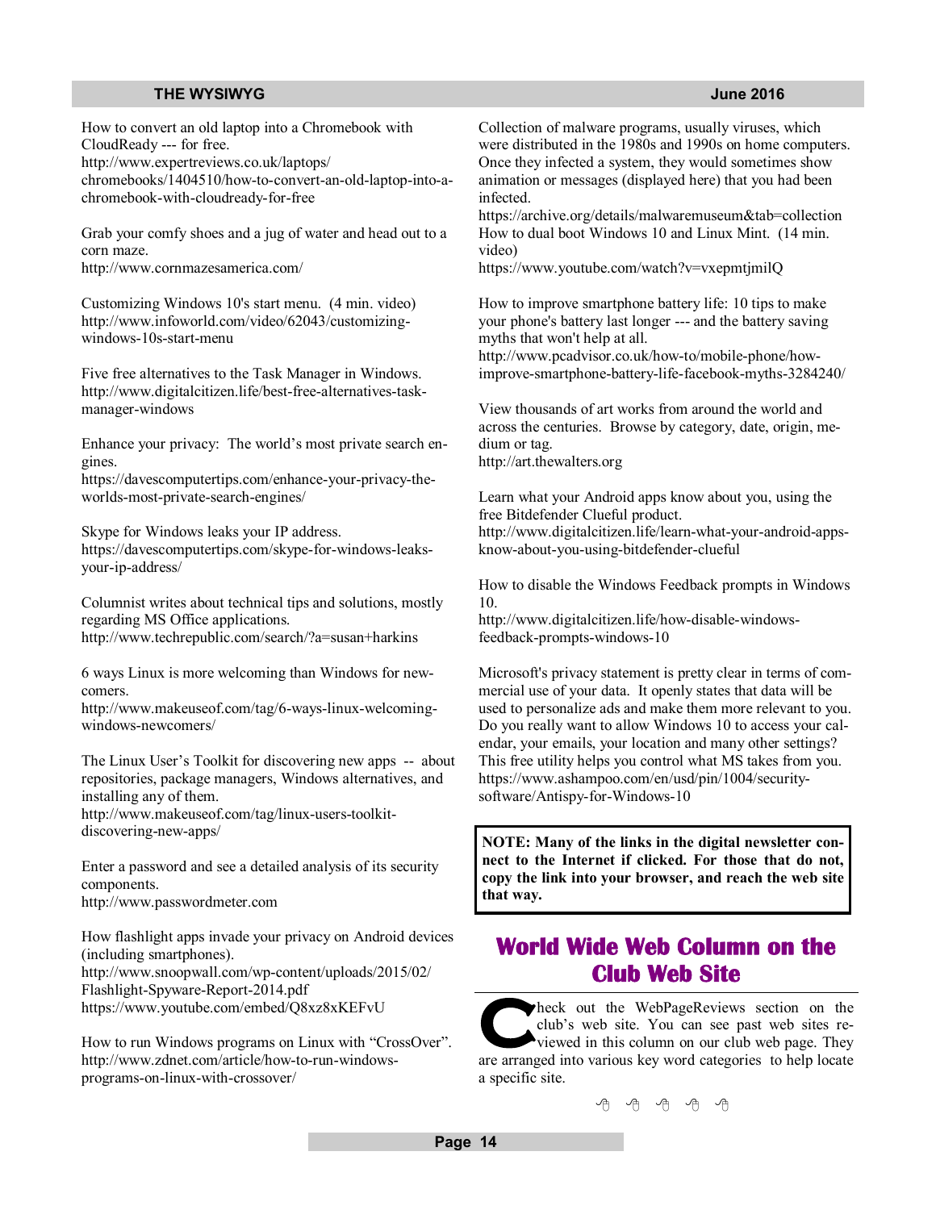How to convert an old laptop into a Chromebook with CloudReady --- for free.
http://www.expertreviews.co.uk/laptops/chromebooks/1404510/how-to-convert-an-old-laptop-into-a-chromebook-with-cloudready-for-free

Grab your comfy shoes and a jug of water and head out to a corn maze.
http://www.cornmazesamerica.com/

Customizing Windows 10's start menu. (4 min. video)
http://www.infoworld.com/video/62043/customizing-windows-10s-start-menu

Five free alternatives to the Task Manager in Windows.
http://www.digitalcitizen.life/best-free-alternatives-task-manager-windows

Enhance your privacy: The world's most private search engines.
https://davescomputertips.com/enhance-your-privacy-the-worlds-most-private-search-engines/

Skype for Windows leaks your IP address.
https://davescomputertips.com/skype-for-windows-leaks-your-ip-address/

Columnist writes about technical tips and solutions, mostly regarding MS Office applications.
http://www.techrepublic.com/search/?a=susan+harkins

6 ways Linux is more welcoming than Windows for newcomers.
http://www.makeuseof.com/tag/6-ways-linux-welcoming-windows-newcomers/

The Linux User's Toolkit for discovering new apps -- about repositories, package managers, Windows alternatives, and installing any of them.
http://www.makeuseof.com/tag/linux-users-toolkit-discovering-new-apps/

Enter a password and see a detailed analysis of its security components.
http://www.passwordmeter.com

How flashlight apps invade your privacy on Android devices (including smartphones).
http://www.snoopwall.com/wp-content/uploads/2015/02/Flashlight-Spyware-Report-2014.pdf
https://www.youtube.com/embed/Q8xz8xKEFvU

How to run Windows programs on Linux with "CrossOver".
http://www.zdnet.com/article/how-to-run-windows-programs-on-linux-with-crossover/

Collection of malware programs, usually viruses, which were distributed in the 1980s and 1990s on home computers. Once they infected a system, they would sometimes show animation or messages (displayed here) that you had been infected.
https://archive.org/details/malwaremuseum&tab=collection

How to dual boot Windows 10 and Linux Mint. (14 min. video)
https://www.youtube.com/watch?v=vxepmtjmilQ

How to improve smartphone battery life: 10 tips to make your phone's battery last longer --- and the battery saving myths that won't help at all.
http://www.pcadvisor.co.uk/how-to/mobile-phone/how-improve-smartphone-battery-life-facebook-myths-3284240/

View thousands of art works from around the world and across the centuries. Browse by category, date, origin, medium or tag.
http://art.thewalters.org

Learn what your Android apps know about you, using the free Bitdefender Clueful product.
http://www.digitalcitizen.life/learn-what-your-android-apps-know-about-you-using-bitdefender-clueful

How to disable the Windows Feedback prompts in Windows 10.
http://www.digitalcitizen.life/how-disable-windows-feedback-prompts-windows-10

Microsoft's privacy statement is pretty clear in terms of commercial use of your data. It openly states that data will be used to personalize ads and make them more relevant to you. Do you really want to allow Windows 10 to access your calendar, your emails, your location and many other settings? This free utility helps you control what MS takes from you.
https://www.ashampoo.com/en/usd/pin/1004/security-software/Antispy-for-Windows-10

**NOTE: Many of the links in the digital newsletter connect to the Internet if clicked. For those that do not, copy the link into your browser, and reach the web site that way.**

## World Wide Web Column on the Club Web Site

Check out the WebPageReviews section on the club's web site. You can see past web sites reviewed in this column on our club web page. They are arranged into various key word categories to help locate a specific site.